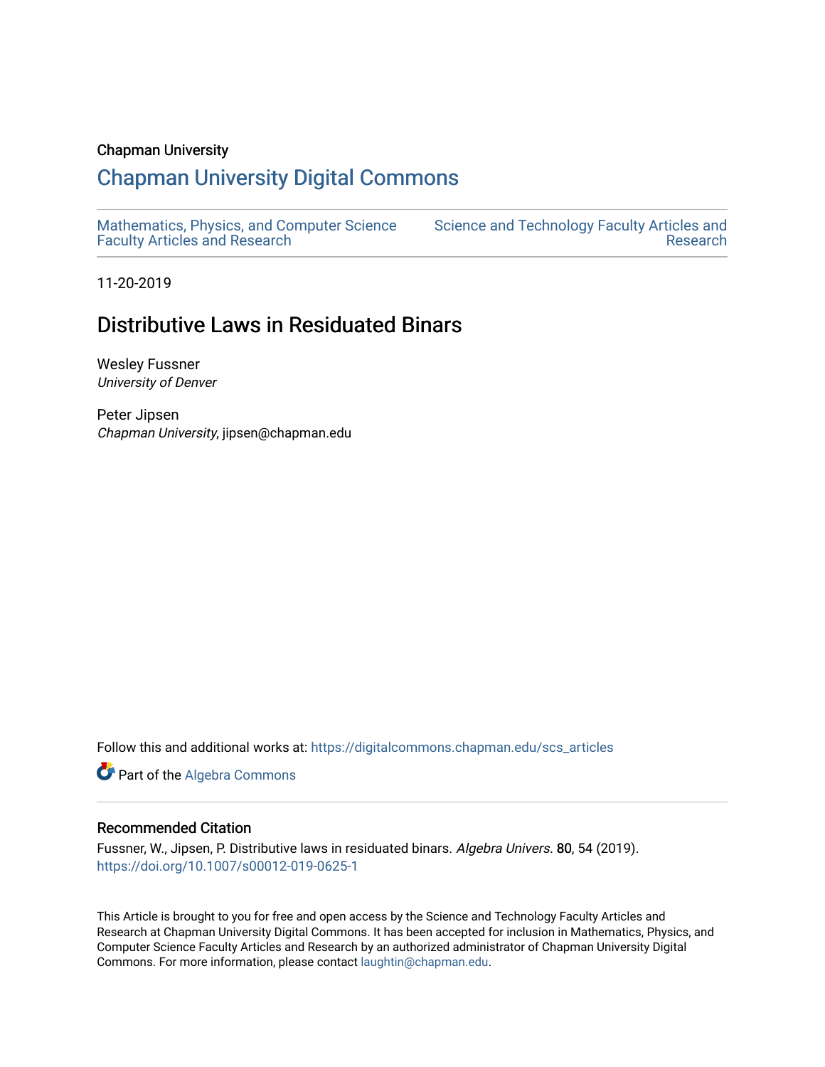Chapman University

# Chapman University Digital Commons

Mathematics, Physics, and Computer Science Faculty Articles and Research

Science and Technology Faculty Articles and Research

11-20-2019

## Distributive Laws in Residuated Binars

Wesley Fussner
*University of Denver*

Peter Jipsen
*Chapman University*, jipsen@chapman.edu

Follow this and additional works at: https://digitalcommons.chapman.edu/scs_articles

Part of the Algebra Commons

### Recommended Citation

Fussner, W., Jipsen, P. Distributive laws in residuated binars. *Algebra Univers.* 80, 54 (2019). https://doi.org/10.1007/s00012-019-0625-1

This Article is brought to you for free and open access by the Science and Technology Faculty Articles and Research at Chapman University Digital Commons. It has been accepted for inclusion in Mathematics, Physics, and Computer Science Faculty Articles and Research by an authorized administrator of Chapman University Digital Commons. For more information, please contact laughtin@chapman.edu.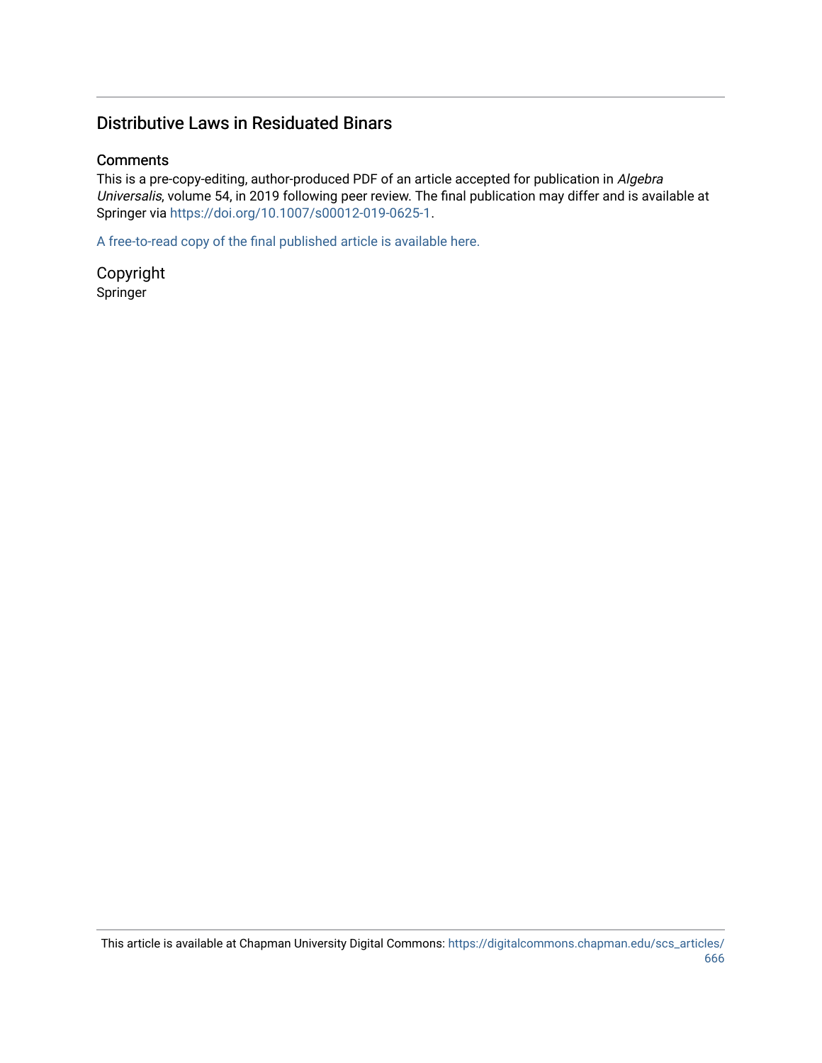## Distributive Laws in Residuated Binars

### Comments

This is a pre-copy-editing, author-produced PDF of an article accepted for publication in *Algebra Universalis*, volume 54, in 2019 following peer review. The final publication may differ and is available at Springer via https://doi.org/10.1007/s00012-019-0625-1.

A free-to-read copy of the final published article is available here.

### Copyright

Springer

This article is available at Chapman University Digital Commons: https://digitalcommons.chapman.edu/scs_articles/666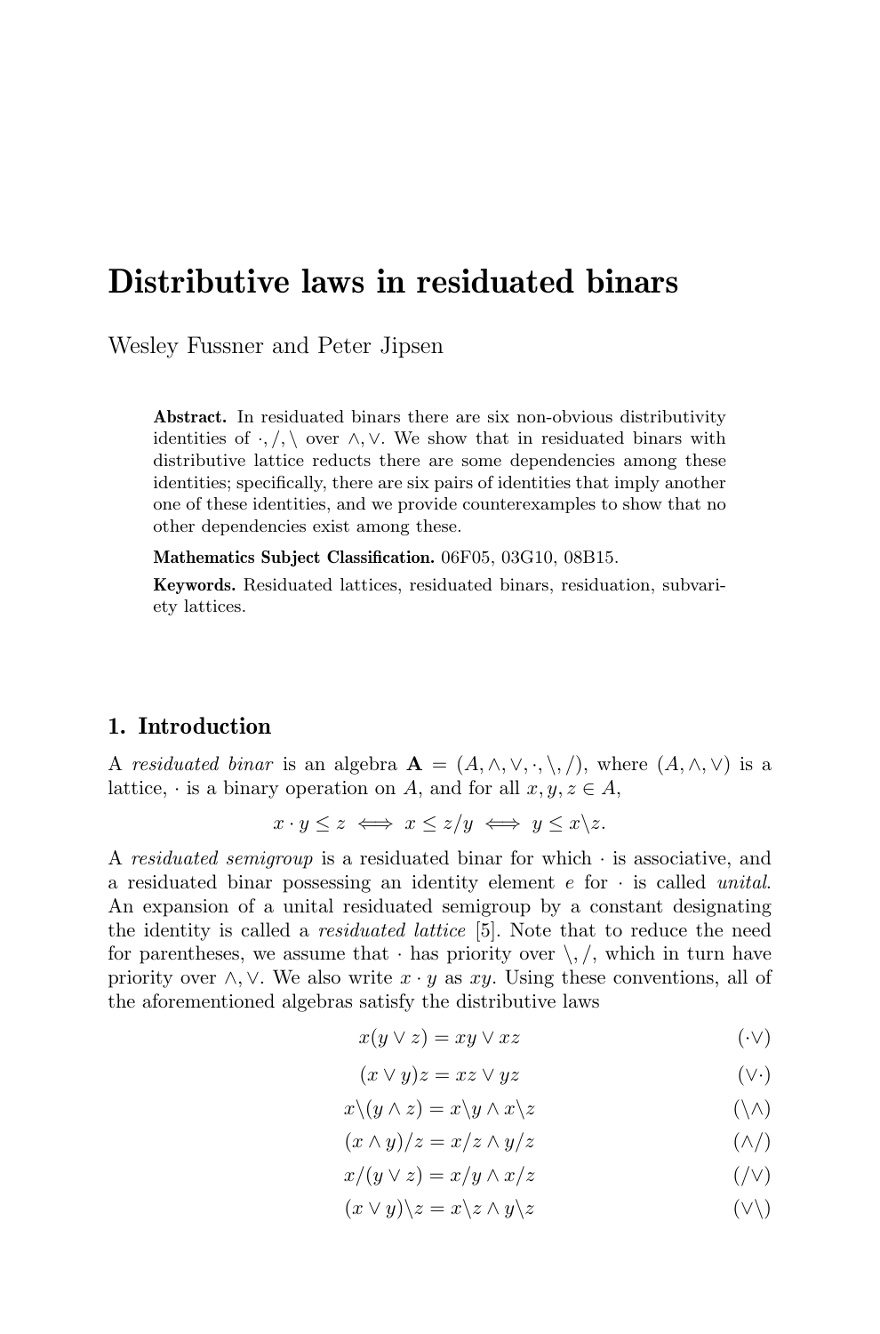# Distributive laws in residuated binars

Wesley Fussner and Peter Jipsen

**Abstract.** In residuated binars there are six non-obvious distributivity identities of $\cdot, /, \backslash$ over $\wedge, \vee$. We show that in residuated binars with distributive lattice reducts there are some dependencies among these identities; specifically, there are six pairs of identities that imply another one of these identities, and we provide counterexamples to show that no other dependencies exist among these.

**Mathematics Subject Classification.** 06F05, 03G10, 08B15.

**Keywords.** Residuated lattices, residuated binars, residuation, subvariety lattices.

## 1. Introduction

A *residuated binar* is an algebra $\mathbf{A} = (A, \wedge, \vee, \cdot, \backslash, /)$, where $(A, \wedge, \vee)$ is a lattice, $\cdot$ is a binary operation on $A$, and for all $x, y, z \in A$,

$$x \cdot y \leq z \iff x \leq z/y \iff y \leq x\backslash z.$$

A *residuated semigroup* is a residuated binar for which $\cdot$ is associative, and a residuated binar possessing an identity element $e$ for $\cdot$ is called *unital*. An expansion of a unital residuated semigroup by a constant designating the identity is called a *residuated lattice* [5]. Note that to reduce the need for parentheses, we assume that $\cdot$ has priority over $\backslash, /$, which in turn have priority over $\wedge, \vee$. We also write $x \cdot y$ as $xy$. Using these conventions, all of the aforementioned algebras satisfy the distributive laws

$$x(y \vee z) = xy \vee xz \tag{$\cdot\vee$}$$

$$(x \vee y)z = xz \vee yz \tag{$\vee\cdot$}$$

$$x\backslash(y \wedge z) = x\backslash y \wedge x\backslash z \tag{$\backslash\wedge$}$$

$$(x \wedge y)/z = x/z \wedge y/z \tag{$\wedge/$}$$

$$x/(y \vee z) = x/y \wedge x/z \tag{$/\vee$}$$

$$(x \vee y)\backslash z = x\backslash z \wedge y\backslash z \tag{$\vee\backslash$}$$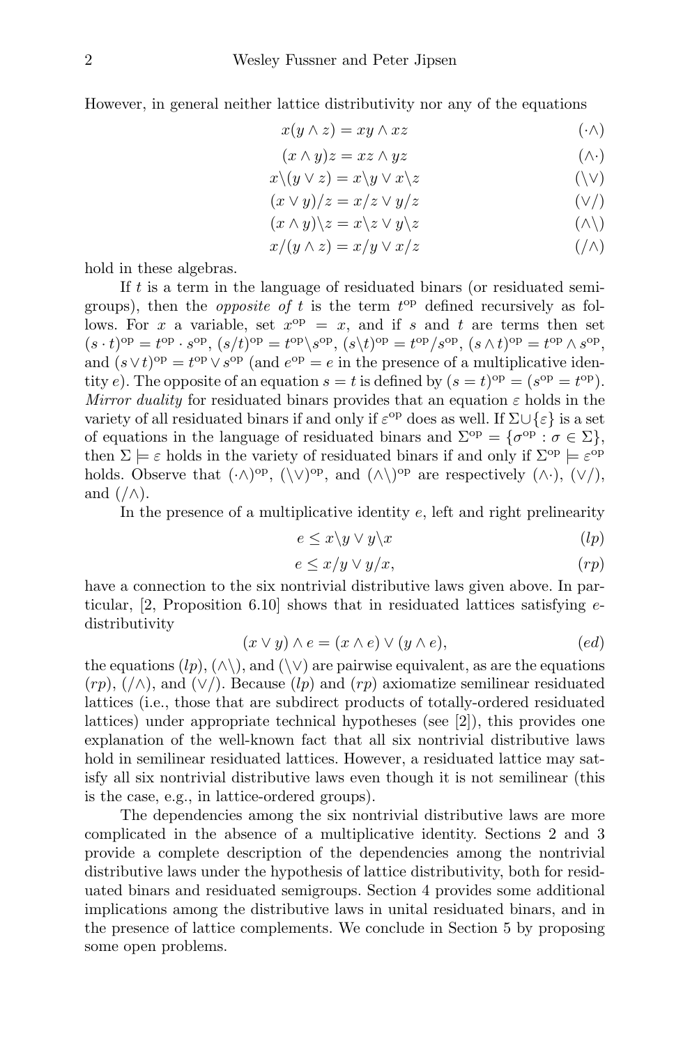However, in general neither lattice distributivity nor any of the equations

$$x(y \wedge z) = xy \wedge xz \tag{$\cdot\wedge$}$$

$$(x \wedge y)z = xz \wedge yz \tag{$\wedge\cdot$}$$

$$x\backslash(y \vee z) = x\backslash y \vee x\backslash z \tag{$\backslash\vee$}$$

$$(x \vee y)/z = x/z \vee y/z \tag{$\vee/$}$$

$$(x \wedge y)\backslash z = x\backslash z \vee y\backslash z \tag{$\wedge\backslash$}$$

$$x/(y \wedge z) = x/y \vee x/z \tag{$/\wedge$}$$

hold in these algebras.

If $t$ is a term in the language of residuated binars (or residuated semigroups), then the *opposite of* $t$ is the term $t^{\mathrm{op}}$ defined recursively as follows. For $x$ a variable, set $x^{\mathrm{op}} = x$, and if $s$ and $t$ are terms then set $(s \cdot t)^{\mathrm{op}} = t^{\mathrm{op}} \cdot s^{\mathrm{op}}$, $(s/t)^{\mathrm{op}} = t^{\mathrm{op}}\backslash s^{\mathrm{op}}$, $(s\backslash t)^{\mathrm{op}} = t^{\mathrm{op}}/s^{\mathrm{op}}$, $(s \wedge t)^{\mathrm{op}} = t^{\mathrm{op}} \wedge s^{\mathrm{op}}$, and $(s \vee t)^{\mathrm{op}} = t^{\mathrm{op}} \vee s^{\mathrm{op}}$ (and $e^{\mathrm{op}} = e$ in the presence of a multiplicative identity $e$). The opposite of an equation $s = t$ is defined by $(s = t)^{\mathrm{op}} = (s^{\mathrm{op}} = t^{\mathrm{op}})$. *Mirror duality* for residuated binars provides that an equation $\varepsilon$ holds in the variety of all residuated binars if and only if $\varepsilon^{\mathrm{op}}$ does as well. If $\Sigma \cup \{\varepsilon\}$ is a set of equations in the language of residuated binars and $\Sigma^{\mathrm{op}} = \{\sigma^{\mathrm{op}} : \sigma \in \Sigma\}$, then $\Sigma \models \varepsilon$ holds in the variety of residuated binars if and only if $\Sigma^{\mathrm{op}} \models \varepsilon^{\mathrm{op}}$ holds. Observe that $(\cdot\wedge)^{\mathrm{op}}$, $(\backslash\vee)^{\mathrm{op}}$, and $(\wedge\backslash)^{\mathrm{op}}$ are respectively $(\wedge\cdot)$, $(\vee/)$, and $(/\wedge)$.

In the presence of a multiplicative identity $e$, left and right prelinearity

$$e \leq x\backslash y \vee y\backslash x \tag{$lp$}$$

$$e \leq x/y \vee y/x, \tag{$rp$}$$

have a connection to the six nontrivial distributive laws given above. In particular, [2, Proposition 6.10] shows that in residuated lattices satisfying $e$-distributivity

$$(x \vee y) \wedge e = (x \wedge e) \vee (y \wedge e), \tag{$ed$}$$

the equations $(lp)$, $(\wedge\backslash)$, and $(\backslash\vee)$ are pairwise equivalent, as are the equations $(rp)$, $(/\wedge)$, and $(\vee/)$. Because $(lp)$ and $(rp)$ axiomatize semilinear residuated lattices (i.e., those that are subdirect products of totally-ordered residuated lattices) under appropriate technical hypotheses (see [2]), this provides one explanation of the well-known fact that all six nontrivial distributive laws hold in semilinear residuated lattices. However, a residuated lattice may satisfy all six nontrivial distributive laws even though it is not semilinear (this is the case, e.g., in lattice-ordered groups).

The dependencies among the six nontrivial distributive laws are more complicated in the absence of a multiplicative identity. Sections 2 and 3 provide a complete description of the dependencies among the nontrivial distributive laws under the hypothesis of lattice distributivity, both for residuated binars and residuated semigroups. Section 4 provides some additional implications among the distributive laws in unital residuated binars, and in the presence of lattice complements. We conclude in Section 5 by proposing some open problems.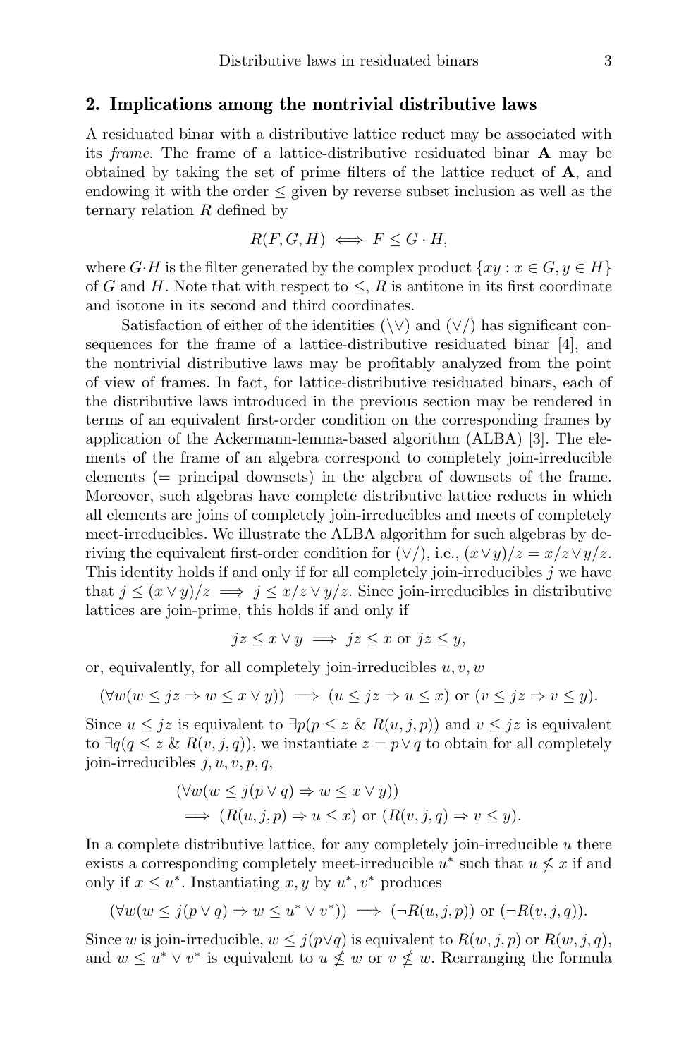## 2. Implications among the nontrivial distributive laws

A residuated binar with a distributive lattice reduct may be associated with its *frame*. The frame of a lattice-distributive residuated binar $\mathbf{A}$ may be obtained by taking the set of prime filters of the lattice reduct of $\mathbf{A}$, and endowing it with the order $\leq$ given by reverse subset inclusion as well as the ternary relation $R$ defined by

$$R(F, G, H) \iff F \leq G \cdot H,$$

where $G \cdot H$ is the filter generated by the complex product $\{xy : x \in G, y \in H\}$ of $G$ and $H$. Note that with respect to $\leq$, $R$ is antitone in its first coordinate and isotone in its second and third coordinates.

Satisfaction of either of the identities ($\backslash\vee$) and ($\vee/$) has significant consequences for the frame of a lattice-distributive residuated binar [4], and the nontrivial distributive laws may be profitably analyzed from the point of view of frames. In fact, for lattice-distributive residuated binars, each of the distributive laws introduced in the previous section may be rendered in terms of an equivalent first-order condition on the corresponding frames by application of the Ackermann-lemma-based algorithm (ALBA) [3]. The elements of the frame of an algebra correspond to completely join-irreducible elements (= principal downsets) in the algebra of downsets of the frame. Moreover, such algebras have complete distributive lattice reducts in which all elements are joins of completely join-irreducibles and meets of completely meet-irreducibles. We illustrate the ALBA algorithm for such algebras by deriving the equivalent first-order condition for ($\vee/$), i.e., $(x \vee y)/z = x/z \vee y/z$. This identity holds if and only if for all completely join-irreducibles $j$ we have that $j \leq (x \vee y)/z \implies j \leq x/z \vee y/z$. Since join-irreducibles in distributive lattices are join-prime, this holds if and only if

$$jz \leq x \vee y \implies jz \leq x \text{ or } jz \leq y,$$

or, equivalently, for all completely join-irreducibles $u, v, w$

$$(\forall w(w \leq jz \Rightarrow w \leq x \vee y)) \implies (u \leq jz \Rightarrow u \leq x) \text{ or } (v \leq jz \Rightarrow v \leq y).$$

Since $u \leq jz$ is equivalent to $\exists p(p \leq z \;\&\; R(u, j, p))$ and $v \leq jz$ is equivalent to $\exists q(q \leq z \;\&\; R(v, j, q))$, we instantiate $z = p \vee q$ to obtain for all completely join-irreducibles $j, u, v, p, q$,

$$\begin{aligned}
&(\forall w(w \leq j(p \vee q) \Rightarrow w \leq x \vee y)) \\
&\quad \implies (R(u, j, p) \Rightarrow u \leq x) \text{ or } (R(v, j, q) \Rightarrow v \leq y).
\end{aligned}$$

In a complete distributive lattice, for any completely join-irreducible $u$ there exists a corresponding completely meet-irreducible $u^*$ such that $u \not\leq x$ if and only if $x \leq u^*$. Instantiating $x, y$ by $u^*, v^*$ produces

$$(\forall w(w \leq j(p \vee q) \Rightarrow w \leq u^* \vee v^*)) \implies (\neg R(u, j, p)) \text{ or } (\neg R(v, j, q)).$$

Since $w$ is join-irreducible, $w \leq j(p \vee q)$ is equivalent to $R(w, j, p)$ or $R(w, j, q)$, and $w \leq u^* \vee v^*$ is equivalent to $u \not\leq w$ or $v \not\leq w$. Rearranging the formula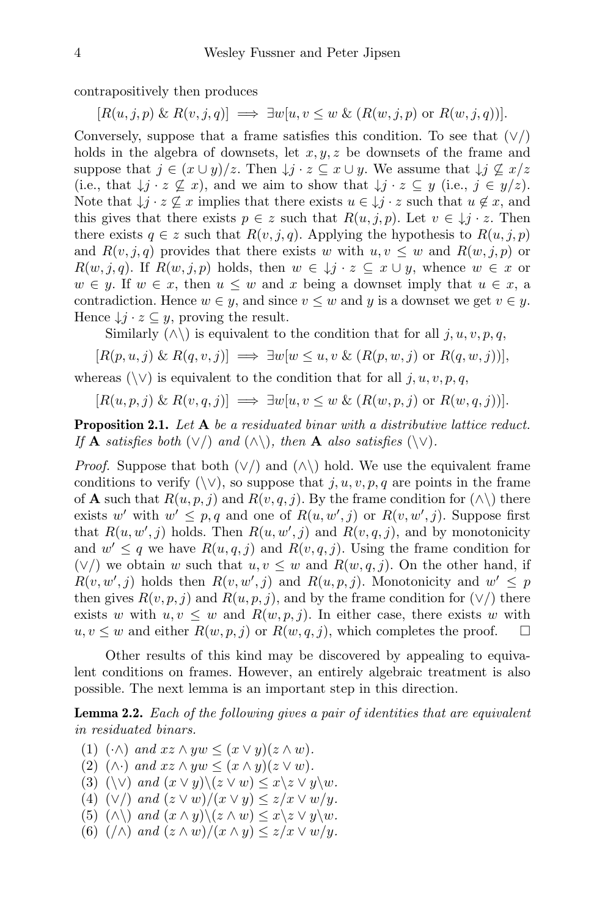contrapositively then produces

$$[R(u,j,p) \;\&\; R(v,j,q)] \implies \exists w[u,v \leq w \;\&\; (R(w,j,p) \text{ or } R(w,j,q))].$$

Conversely, suppose that a frame satisfies this condition. To see that $(\vee/)$ holds in the algebra of downsets, let $x, y, z$ be downsets of the frame and suppose that $j \in (x \cup y)/z$. Then $\downarrow j \cdot z \subseteq x \cup y$. We assume that $\downarrow j \not\subseteq x/z$ (i.e., that $\downarrow j \cdot z \not\subseteq x$), and we aim to show that $\downarrow j \cdot z \subseteq y$ (i.e., $j \in y/z$). Note that $\downarrow j \cdot z \not\subseteq x$ implies that there exists $u \in \downarrow j \cdot z$ such that $u \notin x$, and this gives that there exists $p \in z$ such that $R(u,j,p)$. Let $v \in \downarrow j \cdot z$. Then there exists $q \in z$ such that $R(v,j,q)$. Applying the hypothesis to $R(u,j,p)$ and $R(v,j,q)$ provides that there exists $w$ with $u, v \leq w$ and $R(w,j,p)$ or $R(w,j,q)$. If $R(w,j,p)$ holds, then $w \in \downarrow j \cdot z \subseteq x \cup y$, whence $w \in x$ or $w \in y$. If $w \in x$, then $u \leq w$ and $x$ being a downset imply that $u \in x$, a contradiction. Hence $w \in y$, and since $v \leq w$ and $y$ is a downset we get $v \in y$. Hence $\downarrow j \cdot z \subseteq y$, proving the result.

Similarly $(\wedge\backslash)$ is equivalent to the condition that for all $j, u, v, p, q$,

$$[R(p,u,j) \;\&\; R(q,v,j)] \implies \exists w[w \leq u,v \;\&\; (R(p,w,j) \text{ or } R(q,w,j))],$$

whereas $(\backslash\vee)$ is equivalent to the condition that for all $j, u, v, p, q$,

$$[R(u,p,j) \;\&\; R(v,q,j)] \implies \exists w[u,v \leq w \;\&\; (R(w,p,j) \text{ or } R(w,q,j))].$$

**Proposition 2.1.** *Let* $\mathbf{A}$ *be a residuated binar with a distributive lattice reduct. If* $\mathbf{A}$ *satisfies both* $(\vee/)$ *and* $(\wedge\backslash)$*, then* $\mathbf{A}$ *also satisfies* $(\backslash\vee)$*.*

*Proof.* Suppose that both $(\vee/)$ and $(\wedge\backslash)$ hold. We use the equivalent frame conditions to verify $(\backslash\vee)$, so suppose that $j, u, v, p, q$ are points in the frame of $\mathbf{A}$ such that $R(u,p,j)$ and $R(v,q,j)$. By the frame condition for $(\wedge\backslash)$ there exists $w'$ with $w' \leq p, q$ and one of $R(u,w',j)$ or $R(v,w',j)$. Suppose first that $R(u,w',j)$ holds. Then $R(u,w',j)$ and $R(v,q,j)$, and by monotonicity and $w' \leq q$ we have $R(u,q,j)$ and $R(v,q,j)$. Using the frame condition for $(\vee/)$ we obtain $w$ such that $u, v \leq w$ and $R(w,q,j)$. On the other hand, if $R(v,w',j)$ holds then $R(v,w',j)$ and $R(u,p,j)$. Monotonicity and $w' \leq p$ then gives $R(v,p,j)$ and $R(u,p,j)$, and by the frame condition for $(\vee/)$ there exists $w$ with $u, v \leq w$ and $R(w,p,j)$. In either case, there exists $w$ with $u, v \leq w$ and either $R(w,p,j)$ or $R(w,q,j)$, which completes the proof. $\square$

Other results of this kind may be discovered by appealing to equivalent conditions on frames. However, an entirely algebraic treatment is also possible. The next lemma is an important step in this direction.

**Lemma 2.2.** *Each of the following gives a pair of identities that are equivalent in residuated binars.*

1. $(\cdot\wedge)$ *and* $xz \wedge yw \leq (x \vee y)(z \wedge w)$.
2. $(\wedge\cdot)$ *and* $xz \wedge yw \leq (x \wedge y)(z \vee w)$.
3. $(\backslash\vee)$ *and* $(x \vee y)\backslash(z \vee w) \leq x\backslash z \vee y\backslash w$.
4. $(\vee/)$ *and* $(z \vee w)/(x \vee y) \leq z/x \vee w/y$.
5. $(\wedge\backslash)$ *and* $(x \wedge y)\backslash(z \wedge w) \leq x\backslash z \vee y\backslash w$.
6. $(/\wedge)$ *and* $(z \wedge w)/(x \wedge y) \leq z/x \vee w/y$.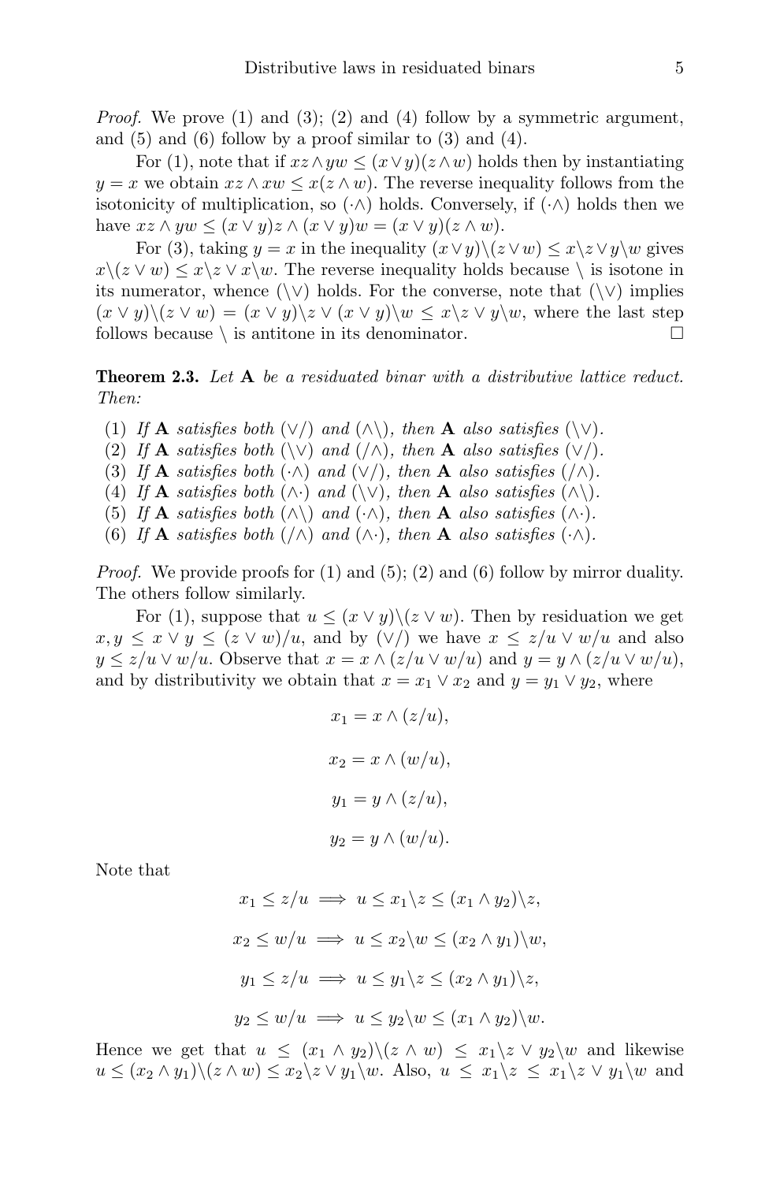*Proof.* We prove (1) and (3); (2) and (4) follow by a symmetric argument, and (5) and (6) follow by a proof similar to (3) and (4).

For (1), note that if $xz \wedge yw \leq (x \vee y)(z \wedge w)$ holds then by instantiating $y = x$ we obtain $xz \wedge xw \leq x(z \wedge w)$. The reverse inequality follows from the isotonicity of multiplication, so $(\cdot\wedge)$ holds. Conversely, if $(\cdot\wedge)$ holds then we have $xz \wedge yw \leq (x \vee y)z \wedge (x \vee y)w = (x \vee y)(z \wedge w)$.

For (3), taking $y = x$ in the inequality $(x \vee y)\backslash(z \vee w) \leq x\backslash z \vee y\backslash w$ gives $x\backslash(z \vee w) \leq x\backslash z \vee x\backslash w$. The reverse inequality holds because $\backslash$ is isotone in its numerator, whence $(\backslash\vee)$ holds. For the converse, note that $(\backslash\vee)$ implies $(x \vee y)\backslash(z \vee w) = (x \vee y)\backslash z \vee (x \vee y)\backslash w \leq x\backslash z \vee y\backslash w$, where the last step follows because $\backslash$ is antitone in its denominator. □

**Theorem 2.3.** *Let* $\mathbf{A}$ *be a residuated binar with a distributive lattice reduct. Then:*

1. *If* $\mathbf{A}$ *satisfies both* $(\vee/)$ *and* $(\wedge\backslash)$*, then* $\mathbf{A}$ *also satisfies* $(\backslash\vee)$*.*
2. *If* $\mathbf{A}$ *satisfies both* $(\backslash\vee)$ *and* $(/\wedge)$*, then* $\mathbf{A}$ *also satisfies* $(\vee/)$*.*
3. *If* $\mathbf{A}$ *satisfies both* $(\cdot\wedge)$ *and* $(\vee/)$*, then* $\mathbf{A}$ *also satisfies* $(/\wedge)$*.*
4. *If* $\mathbf{A}$ *satisfies both* $(\wedge\cdot)$ *and* $(\backslash\vee)$*, then* $\mathbf{A}$ *also satisfies* $(\wedge\backslash)$*.*
5. *If* $\mathbf{A}$ *satisfies both* $(\wedge\backslash)$ *and* $(\cdot\wedge)$*, then* $\mathbf{A}$ *also satisfies* $(\wedge\cdot)$*.*
6. *If* $\mathbf{A}$ *satisfies both* $(/\wedge)$ *and* $(\wedge\cdot)$*, then* $\mathbf{A}$ *also satisfies* $(\cdot\wedge)$*.*

*Proof.* We provide proofs for (1) and (5); (2) and (6) follow by mirror duality. The others follow similarly.

For (1), suppose that $u \leq (x \vee y)\backslash(z \vee w)$. Then by residuation we get $x, y \leq x \vee y \leq (z \vee w)/u$, and by $(\vee/)$ we have $x \leq z/u \vee w/u$ and also $y \leq z/u \vee w/u$. Observe that $x = x \wedge (z/u \vee w/u)$ and $y = y \wedge (z/u \vee w/u)$, and by distributivity we obtain that $x = x_1 \vee x_2$ and $y = y_1 \vee y_2$, where

$$x_1 = x \wedge (z/u),$$

$$x_2 = x \wedge (w/u),$$

$$y_1 = y \wedge (z/u),$$

$$y_2 = y \wedge (w/u).$$

Note that

$$x_1 \leq z/u \implies u \leq x_1\backslash z \leq (x_1 \wedge y_2)\backslash z,$$

$$x_2 \leq w/u \implies u \leq x_2\backslash w \leq (x_2 \wedge y_1)\backslash w,$$

$$y_1 \leq z/u \implies u \leq y_1\backslash z \leq (x_2 \wedge y_1)\backslash z,$$

$$y_2 \leq w/u \implies u \leq y_2\backslash w \leq (x_1 \wedge y_2)\backslash w.$$

Hence we get that $u \leq (x_1 \wedge y_2)\backslash(z \wedge w) \leq x_1\backslash z \vee y_2\backslash w$ and likewise $u \leq (x_2 \wedge y_1)\backslash(z \wedge w) \leq x_2\backslash z \vee y_1\backslash w$. Also, $u \leq x_1\backslash z \leq x_1\backslash z \vee y_1\backslash w$ and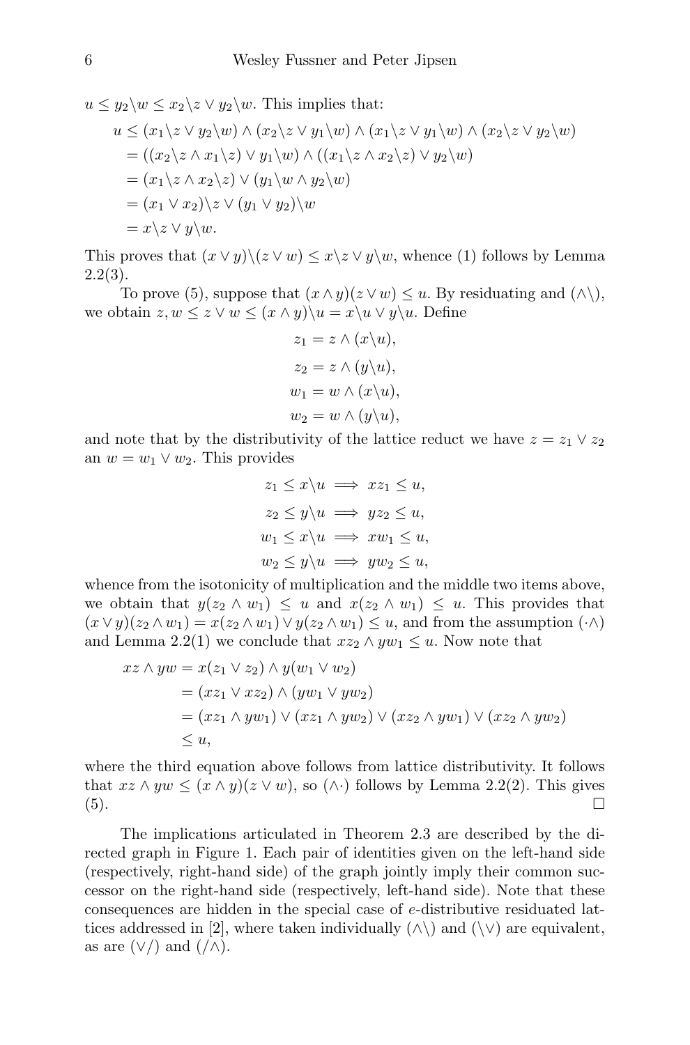$u \leq y_2\backslash w \leq x_2\backslash z \vee y_2\backslash w$. This implies that:

$$
\begin{aligned}
u &\leq (x_1\backslash z \vee y_2\backslash w) \wedge (x_2\backslash z \vee y_1\backslash w) \wedge (x_1\backslash z \vee y_1\backslash w) \wedge (x_2\backslash z \vee y_2\backslash w) \\
&= ((x_2\backslash z \wedge x_1\backslash z) \vee y_1\backslash w) \wedge ((x_1\backslash z \wedge x_2\backslash z) \vee y_2\backslash w) \\
&= (x_1\backslash z \wedge x_2\backslash z) \vee (y_1\backslash w \wedge y_2\backslash w) \\
&= (x_1 \vee x_2)\backslash z \vee (y_1 \vee y_2)\backslash w \\
&= x\backslash z \vee y\backslash w.
\end{aligned}
$$

This proves that $(x \vee y)\backslash(z \vee w) \leq x\backslash z \vee y\backslash w$, whence (1) follows by Lemma 2.2(3).

To prove (5), suppose that $(x \wedge y)(z \vee w) \leq u$. By residuating and $(\wedge\backslash)$, we obtain $z, w \leq z \vee w \leq (x \wedge y)\backslash u = x\backslash u \vee y\backslash u$. Define

$$
\begin{aligned}
z_1 &= z \wedge (x\backslash u), \\
z_2 &= z \wedge (y\backslash u), \\
w_1 &= w \wedge (x\backslash u), \\
w_2 &= w \wedge (y\backslash u),
\end{aligned}
$$

and note that by the distributivity of the lattice reduct we have $z = z_1 \vee z_2$ an $w = w_1 \vee w_2$. This provides

$$
\begin{aligned}
z_1 \leq x\backslash u &\implies xz_1 \leq u, \\
z_2 \leq y\backslash u &\implies yz_2 \leq u, \\
w_1 \leq x\backslash u &\implies xw_1 \leq u, \\
w_2 \leq y\backslash u &\implies yw_2 \leq u,
\end{aligned}
$$

whence from the isotonicity of multiplication and the middle two items above, we obtain that $y(z_2 \wedge w_1) \leq u$ and $x(z_2 \wedge w_1) \leq u$. This provides that $(x \vee y)(z_2 \wedge w_1) = x(z_2 \wedge w_1) \vee y(z_2 \wedge w_1) \leq u$, and from the assumption $(\cdot\wedge)$ and Lemma 2.2(1) we conclude that $xz_2 \wedge yw_1 \leq u$. Now note that

$$
\begin{aligned}
xz \wedge yw &= x(z_1 \vee z_2) \wedge y(w_1 \vee w_2) \\
&= (xz_1 \vee xz_2) \wedge (yw_1 \vee yw_2) \\
&= (xz_1 \wedge yw_1) \vee (xz_1 \wedge yw_2) \vee (xz_2 \wedge yw_1) \vee (xz_2 \wedge yw_2) \\
&\leq u,
\end{aligned}
$$

where the third equation above follows from lattice distributivity. It follows that $xz \wedge yw \leq (x \wedge y)(z \vee w)$, so $(\wedge\cdot)$ follows by Lemma 2.2(2). This gives (5). $\square$

The implications articulated in Theorem 2.3 are described by the directed graph in Figure 1. Each pair of identities given on the left-hand side (respectively, right-hand side) of the graph jointly imply their common successor on the right-hand side (respectively, left-hand side). Note that these consequences are hidden in the special case of $e$-distributive residuated lattices addressed in [2], where taken individually $(\wedge\backslash)$ and $(\backslash\vee)$ are equivalent, as are $(\vee/)$ and $(/\wedge)$.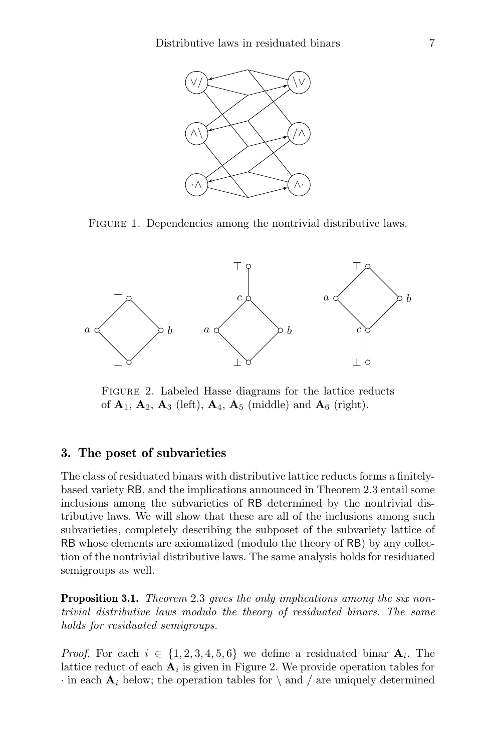Figure 1. Dependencies among the nontrivial distributive laws.

Figure 2. Labeled Hasse diagrams for the lattice reducts of $\mathbf{A}_1$, $\mathbf{A}_2$, $\mathbf{A}_3$ (left), $\mathbf{A}_4$, $\mathbf{A}_5$ (middle) and $\mathbf{A}_6$ (right).

## 3. The poset of subvarieties

The class of residuated binars with distributive lattice reducts forms a finitely-based variety RB, and the implications announced in Theorem 2.3 entail some inclusions among the subvarieties of RB determined by the nontrivial distributive laws. We will show that these are all of the inclusions among such subvarieties, completely describing the subposet of the subvariety lattice of RB whose elements are axiomatized (modulo the theory of RB) by any collection of the nontrivial distributive laws. The same analysis holds for residuated semigroups as well.

**Proposition 3.1.** *Theorem* 2.3 *gives the only implications among the six nontrivial distributive laws modulo the theory of residuated binars. The same holds for residuated semigroups.*

*Proof.* For each $i \in \{1, 2, 3, 4, 5, 6\}$ we define a residuated binar $\mathbf{A}_i$. The lattice reduct of each $\mathbf{A}_i$ is given in Figure 2. We provide operation tables for $\cdot$ in each $\mathbf{A}_i$ below; the operation tables for $\backslash$ and $/$ are uniquely determined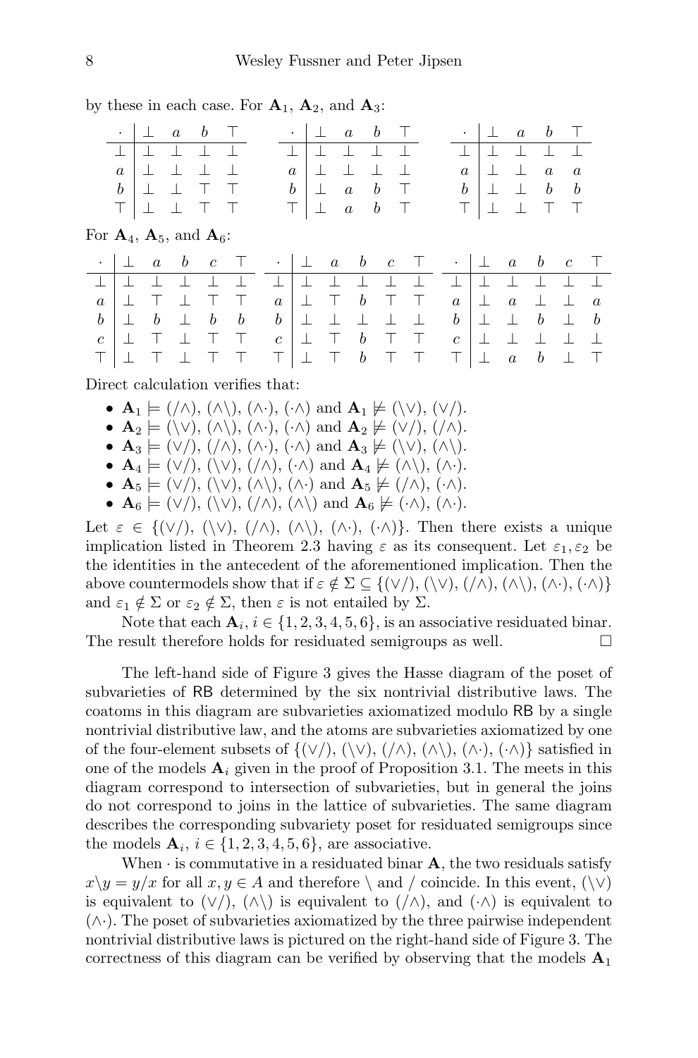by these in each case. For $\mathbf{A}_1$, $\mathbf{A}_2$, and $\mathbf{A}_3$:

| $\cdot$ | $\bot$ | $a$ | $b$ | $\top$ |
|---|---|---|---|---|
| $\bot$ | $\bot$ | $\bot$ | $\bot$ | $\bot$ |
| $a$ | $\bot$ | $\bot$ | $\bot$ | $\bot$ |
| $b$ | $\bot$ | $\bot$ | $\top$ | $\top$ |
| $\top$ | $\bot$ | $\bot$ | $\top$ | $\top$ |

| $\cdot$ | $\bot$ | $a$ | $b$ | $\top$ |
|---|---|---|---|---|
| $\bot$ | $\bot$ | $\bot$ | $\bot$ | $\bot$ |
| $a$ | $\bot$ | $\bot$ | $\bot$ | $\bot$ |
| $b$ | $\bot$ | $a$ | $b$ | $\top$ |
| $\top$ | $\bot$ | $a$ | $b$ | $\top$ |

| $\cdot$ | $\bot$ | $a$ | $b$ | $\top$ |
|---|---|---|---|---|
| $\bot$ | $\bot$ | $\bot$ | $\bot$ | $\bot$ |
| $a$ | $\bot$ | $\bot$ | $a$ | $a$ |
| $b$ | $\bot$ | $\bot$ | $b$ | $b$ |
| $\top$ | $\bot$ | $\bot$ | $\top$ | $\top$ |

For $\mathbf{A}_4$, $\mathbf{A}_5$, and $\mathbf{A}_6$:

| $\cdot$ | $\bot$ | $a$ | $b$ | $c$ | $\top$ |
|---|---|---|---|---|---|
| $\bot$ | $\bot$ | $\bot$ | $\bot$ | $\bot$ | $\bot$ |
| $a$ | $\bot$ | $\top$ | $\bot$ | $\top$ | $\top$ |
| $b$ | $\bot$ | $b$ | $\bot$ | $b$ | $b$ |
| $c$ | $\bot$ | $\top$ | $\bot$ | $\top$ | $\top$ |
| $\top$ | $\bot$ | $\top$ | $\bot$ | $\top$ | $\top$ |

| $\cdot$ | $\bot$ | $a$ | $b$ | $c$ | $\top$ |
|---|---|---|---|---|---|
| $\bot$ | $\bot$ | $\bot$ | $\bot$ | $\bot$ | $\bot$ |
| $a$ | $\bot$ | $\top$ | $b$ | $\top$ | $\top$ |
| $b$ | $\bot$ | $\bot$ | $\bot$ | $\bot$ | $\bot$ |
| $c$ | $\bot$ | $\top$ | $b$ | $\top$ | $\top$ |
| $\top$ | $\bot$ | $\top$ | $b$ | $\top$ | $\top$ |

| $\cdot$ | $\bot$ | $a$ | $b$ | $c$ | $\top$ |
|---|---|---|---|---|---|
| $\bot$ | $\bot$ | $\bot$ | $\bot$ | $\bot$ | $\bot$ |
| $a$ | $\bot$ | $a$ | $\bot$ | $\bot$ | $a$ |
| $b$ | $\bot$ | $\bot$ | $b$ | $\bot$ | $b$ |
| $c$ | $\bot$ | $\bot$ | $\bot$ | $\bot$ | $\bot$ |
| $\top$ | $\bot$ | $a$ | $b$ | $\bot$ | $\top$ |

Direct calculation verifies that:

- $\mathbf{A}_1 \models (/\wedge), (\wedge\backslash), (\wedge\cdot), (\cdot\wedge)$ and $\mathbf{A}_1 \not\models (\backslash\vee), (\vee/)$.
- $\mathbf{A}_2 \models (\backslash\vee), (\wedge\backslash), (\wedge\cdot), (\cdot\wedge)$ and $\mathbf{A}_2 \not\models (\vee/), (/\wedge)$.
- $\mathbf{A}_3 \models (\vee/), (/\wedge), (\wedge\cdot), (\cdot\wedge)$ and $\mathbf{A}_3 \not\models (\backslash\vee), (\wedge\backslash)$.
- $\mathbf{A}_4 \models (\vee/), (\backslash\vee), (/\wedge), (\cdot\wedge)$ and $\mathbf{A}_4 \not\models (\wedge\backslash), (\wedge\cdot)$.
- $\mathbf{A}_5 \models (\vee/), (\backslash\vee), (\wedge\backslash), (\wedge\cdot)$ and $\mathbf{A}_5 \not\models (/\wedge), (\cdot\wedge)$.
- $\mathbf{A}_6 \models (\vee/), (\backslash\vee), (/\wedge), (\wedge\backslash)$ and $\mathbf{A}_6 \not\models (\cdot\wedge), (\wedge\cdot)$.

Let $\varepsilon \in \{(\vee/), (\backslash\vee), (/\wedge), (\wedge\backslash), (\wedge\cdot), (\cdot\wedge)\}$. Then there exists a unique implication listed in Theorem 2.3 having $\varepsilon$ as its consequent. Let $\varepsilon_1, \varepsilon_2$ be the identities in the antecedent of the aforementioned implication. Then the above countermodels show that if $\varepsilon \notin \Sigma \subseteq \{(\vee/), (\backslash\vee), (/\wedge), (\wedge\backslash), (\wedge\cdot), (\cdot\wedge)\}$ and $\varepsilon_1 \notin \Sigma$ or $\varepsilon_2 \notin \Sigma$, then $\varepsilon$ is not entailed by $\Sigma$.

Note that each $\mathbf{A}_i$, $i \in \{1, 2, 3, 4, 5, 6\}$, is an associative residuated binar. The result therefore holds for residuated semigroups as well. □

The left-hand side of Figure 3 gives the Hasse diagram of the poset of subvarieties of RB determined by the six nontrivial distributive laws. The coatoms in this diagram are subvarieties axiomatized modulo RB by a single nontrivial distributive law, and the atoms are subvarieties axiomatized by one of the four-element subsets of $\{(\vee/), (\backslash\vee), (/\wedge), (\wedge\backslash), (\wedge\cdot), (\cdot\wedge)\}$ satisfied in one of the models $\mathbf{A}_i$ given in the proof of Proposition 3.1. The meets in this diagram correspond to intersection of subvarieties, but in general the joins do not correspond to joins in the lattice of subvarieties. The same diagram describes the corresponding subvariety poset for residuated semigroups since the models $\mathbf{A}_i$, $i \in \{1, 2, 3, 4, 5, 6\}$, are associative.

When $\cdot$ is commutative in a residuated binar $\mathbf{A}$, the two residuals satisfy $x\backslash y = y/x$ for all $x, y \in A$ and therefore $\backslash$ and $/$ coincide. In this event, $(\backslash\vee)$ is equivalent to $(\vee/)$, $(\wedge\backslash)$ is equivalent to $(/\wedge)$, and $(\cdot\wedge)$ is equivalent to $(\wedge\cdot)$. The poset of subvarieties axiomatized by the three pairwise independent nontrivial distributive laws is pictured on the right-hand side of Figure 3. The correctness of this diagram can be verified by observing that the models $\mathbf{A}_1$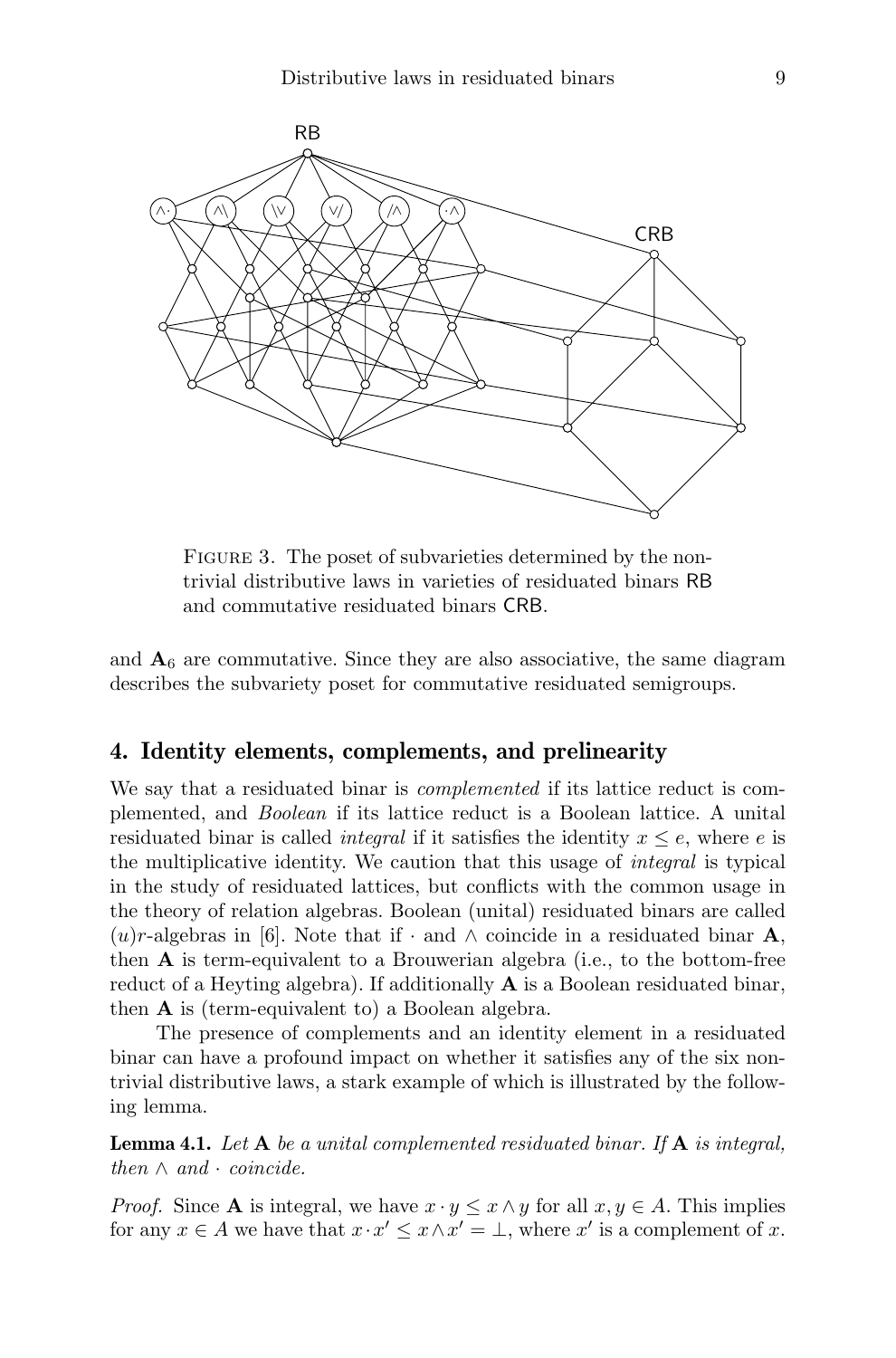FIGURE 3. The poset of subvarieties determined by the nontrivial distributive laws in varieties of residuated binars RB and commutative residuated binars CRB.

and $\mathbf{A}_6$ are commutative. Since they are also associative, the same diagram describes the subvariety poset for commutative residuated semigroups.

## 4. Identity elements, complements, and prelinearity

We say that a residuated binar is *complemented* if its lattice reduct is complemented, and *Boolean* if its lattice reduct is a Boolean lattice. A unital residuated binar is called *integral* if it satisfies the identity $x \leq e$, where $e$ is the multiplicative identity. We caution that this usage of *integral* is typical in the study of residuated lattices, but conflicts with the common usage in the theory of relation algebras. Boolean (unital) residuated binars are called $(u)r$-algebras in [6]. Note that if $\cdot$ and $\wedge$ coincide in a residuated binar $\mathbf{A}$, then $\mathbf{A}$ is term-equivalent to a Brouwerian algebra (i.e., to the bottom-free reduct of a Heyting algebra). If additionally $\mathbf{A}$ is a Boolean residuated binar, then $\mathbf{A}$ is (term-equivalent to) a Boolean algebra.

The presence of complements and an identity element in a residuated binar can have a profound impact on whether it satisfies any of the six nontrivial distributive laws, a stark example of which is illustrated by the following lemma.

**Lemma 4.1.** *Let $\mathbf{A}$ be a unital complemented residuated binar. If $\mathbf{A}$ is integral, then $\wedge$ and $\cdot$ coincide.*

*Proof.* Since $\mathbf{A}$ is integral, we have $x \cdot y \leq x \wedge y$ for all $x, y \in A$. This implies for any $x \in A$ we have that $x \cdot x' \leq x \wedge x' = \bot$, where $x'$ is a complement of $x$.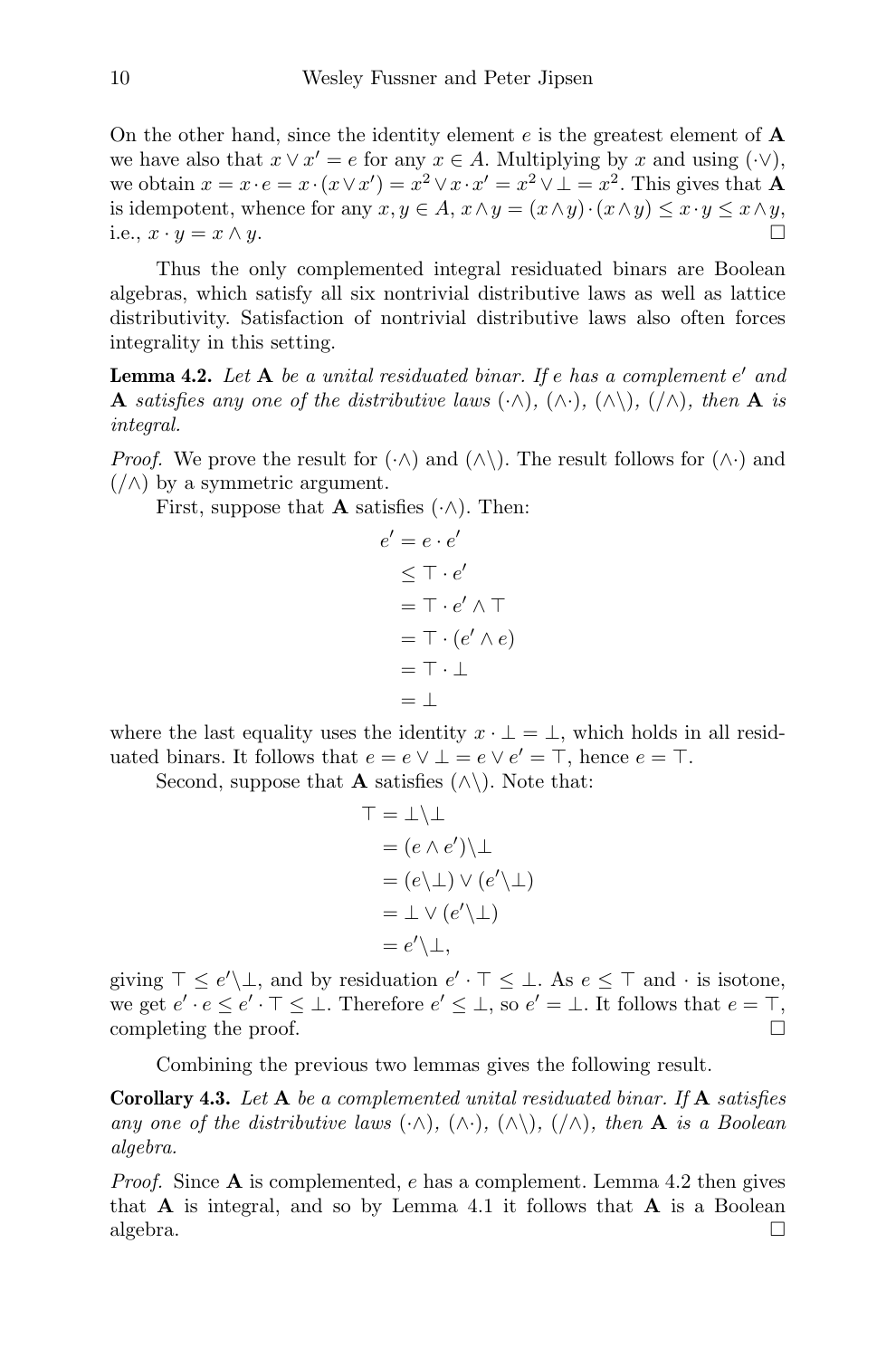On the other hand, since the identity element $e$ is the greatest element of $\mathbf{A}$ we have also that $x \vee x' = e$ for any $x \in A$. Multiplying by $x$ and using $(\cdot\vee)$, we obtain $x = x \cdot e = x \cdot (x \vee x') = x^2 \vee x \cdot x' = x^2 \vee \bot = x^2$. This gives that $\mathbf{A}$ is idempotent, whence for any $x, y \in A$, $x \wedge y = (x \wedge y) \cdot (x \wedge y) \leq x \cdot y \leq x \wedge y$, i.e., $x \cdot y = x \wedge y$. □

Thus the only complemented integral residuated binars are Boolean algebras, which satisfy all six nontrivial distributive laws as well as lattice distributivity. Satisfaction of nontrivial distributive laws also often forces integrality in this setting.

**Lemma 4.2.** *Let $\mathbf{A}$ be a unital residuated binar. If $e$ has a complement $e'$ and $\mathbf{A}$ satisfies any one of the distributive laws $(\cdot\wedge)$, $(\wedge\cdot)$, $(\wedge\backslash)$, $(/\wedge)$, then $\mathbf{A}$ is integral.*

*Proof.* We prove the result for $(\cdot\wedge)$ and $(\wedge\backslash)$. The result follows for $(\wedge\cdot)$ and $(/\wedge)$ by a symmetric argument.

First, suppose that $\mathbf{A}$ satisfies $(\cdot\wedge)$. Then:

$$
\begin{aligned}
e' &= e \cdot e' \\
&\leq \top \cdot e' \\
&= \top \cdot e' \wedge \top \\
&= \top \cdot (e' \wedge e) \\
&= \top \cdot \bot \\
&= \bot
\end{aligned}
$$

where the last equality uses the identity $x \cdot \bot = \bot$, which holds in all residuated binars. It follows that $e = e \vee \bot = e \vee e' = \top$, hence $e = \top$.

Second, suppose that $\mathbf{A}$ satisfies $(\wedge\backslash)$. Note that:

$$
\begin{aligned}
\top &= \bot\backslash\bot \\
&= (e \wedge e')\backslash\bot \\
&= (e\backslash\bot) \vee (e'\backslash\bot) \\
&= \bot \vee (e'\backslash\bot) \\
&= e'\backslash\bot,
\end{aligned}
$$

giving $\top \leq e'\backslash\bot$, and by residuation $e' \cdot \top \leq \bot$. As $e \leq \top$ and $\cdot$ is isotone, we get $e' \cdot e \leq e' \cdot \top \leq \bot$. Therefore $e' \leq \bot$, so $e' = \bot$. It follows that $e = \top$, completing the proof. □

Combining the previous two lemmas gives the following result.

**Corollary 4.3.** *Let $\mathbf{A}$ be a complemented unital residuated binar. If $\mathbf{A}$ satisfies any one of the distributive laws $(\cdot\wedge)$, $(\wedge\cdot)$, $(\wedge\backslash)$, $(/\wedge)$, then $\mathbf{A}$ is a Boolean algebra.*

*Proof.* Since $\mathbf{A}$ is complemented, $e$ has a complement. Lemma 4.2 then gives that $\mathbf{A}$ is integral, and so by Lemma 4.1 it follows that $\mathbf{A}$ is a Boolean algebra. □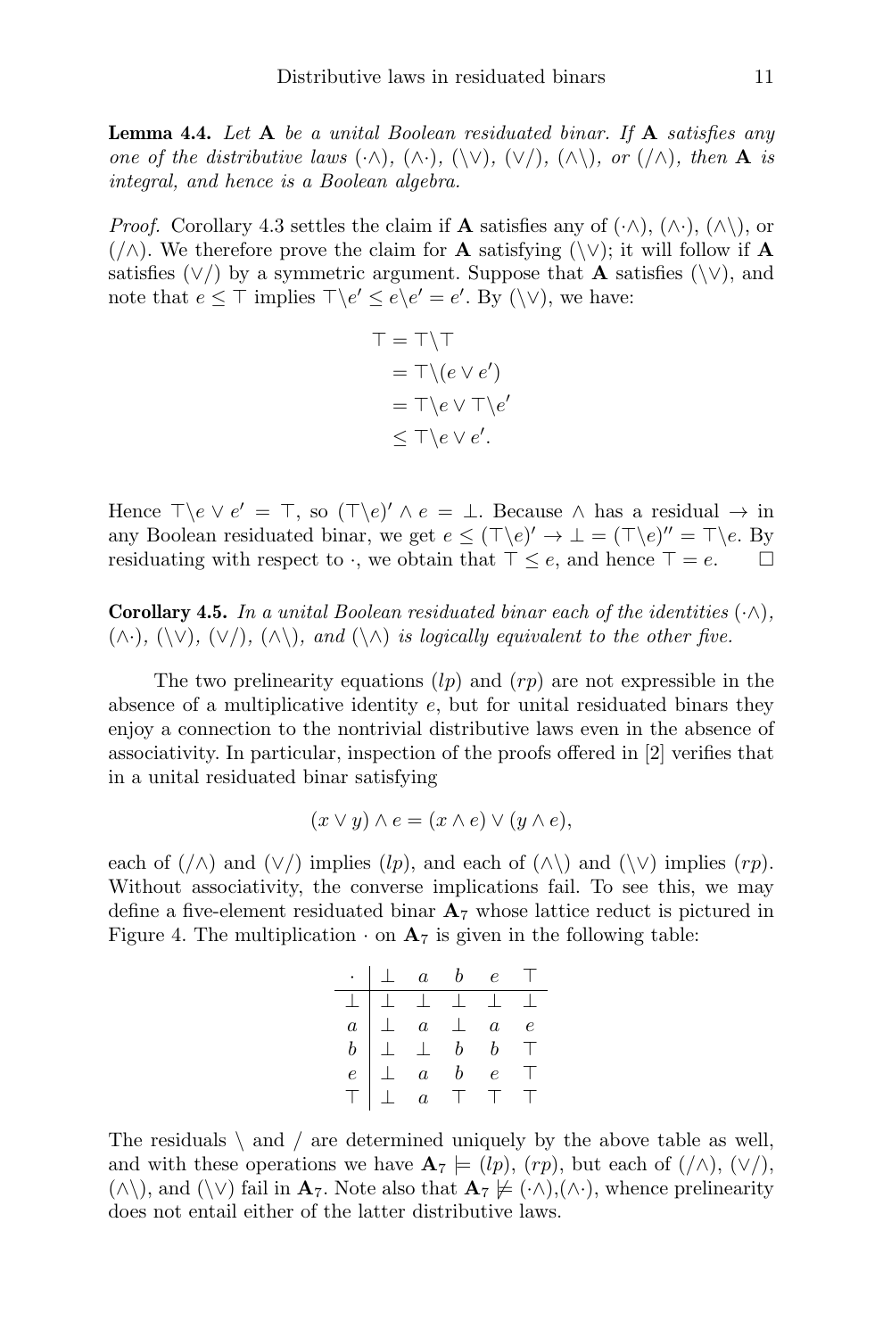**Lemma 4.4.** *Let* $\mathbf{A}$ *be a unital Boolean residuated binar. If* $\mathbf{A}$ *satisfies any one of the distributive laws* $(\cdot\wedge)$*,* $(\wedge\cdot)$*,* $(\backslash\vee)$*,* $(\vee/)$*,* $(\wedge\backslash)$*, or* $(/\wedge)$*, then* $\mathbf{A}$ *is integral, and hence is a Boolean algebra.*

*Proof.* Corollary 4.3 settles the claim if $\mathbf{A}$ satisfies any of $(\cdot\wedge)$, $(\wedge\cdot)$, $(\wedge\backslash)$, or $(/\wedge)$. We therefore prove the claim for $\mathbf{A}$ satisfying $(\backslash\vee)$; it will follow if $\mathbf{A}$ satisfies $(\vee/)$ by a symmetric argument. Suppose that $\mathbf{A}$ satisfies $(\backslash\vee)$, and note that $e \leq \top$ implies $\top\backslash e' \leq e\backslash e' = e'$. By $(\backslash\vee)$, we have:

$$
\begin{aligned}
\top &= \top\backslash\top \\
&= \top\backslash(e \vee e') \\
&= \top\backslash e \vee \top\backslash e' \\
&\leq \top\backslash e \vee e'.
\end{aligned}
$$

Hence $\top\backslash e \vee e' = \top$, so $(\top\backslash e)' \wedge e = \bot$. Because $\wedge$ has a residual $\to$ in any Boolean residuated binar, we get $e \leq (\top\backslash e)' \to \bot = (\top\backslash e)'' = \top\backslash e$. By residuating with respect to $\cdot$, we obtain that $\top \leq e$, and hence $\top = e$. $\square$

**Corollary 4.5.** *In a unital Boolean residuated binar each of the identities* $(\cdot\wedge)$*,* $(\wedge\cdot)$*,* $(\backslash\vee)$*,* $(\vee/)$*,* $(\wedge\backslash)$*, and* $(\backslash\wedge)$ *is logically equivalent to the other five.*

The two prelinearity equations $(lp)$ and $(rp)$ are not expressible in the absence of a multiplicative identity $e$, but for unital residuated binars they enjoy a connection to the nontrivial distributive laws even in the absence of associativity. In particular, inspection of the proofs offered in [2] verifies that in a unital residuated binar satisfying

$$(x \vee y) \wedge e = (x \wedge e) \vee (y \wedge e),$$

each of $(/\wedge)$ and $(\vee/)$ implies $(lp)$, and each of $(\wedge\backslash)$ and $(\backslash\vee)$ implies $(rp)$. Without associativity, the converse implications fail. To see this, we may define a five-element residuated binar $\mathbf{A}_7$ whose lattice reduct is pictured in Figure 4. The multiplication $\cdot$ on $\mathbf{A}_7$ is given in the following table:

| $\cdot$ | $\bot$ | $a$ | $b$ | $e$ | $\top$ |
|---|---|---|---|---|---|
| $\bot$ | $\bot$ | $\bot$ | $\bot$ | $\bot$ | $\bot$ |
| $a$ | $\bot$ | $a$ | $\bot$ | $a$ | $e$ |
| $b$ | $\bot$ | $\bot$ | $b$ | $b$ | $\top$ |
| $e$ | $\bot$ | $a$ | $b$ | $e$ | $\top$ |
| $\top$ | $\bot$ | $a$ | $\top$ | $\top$ | $\top$ |

The residuals $\backslash$ and $/$ are determined uniquely by the above table as well, and with these operations we have $\mathbf{A}_7 \models (lp), (rp)$, but each of $(/\wedge)$, $(\vee/)$, $(\wedge\backslash)$, and $(\backslash\vee)$ fail in $\mathbf{A}_7$. Note also that $\mathbf{A}_7 \not\models (\cdot\wedge), (\wedge\cdot)$, whence prelinearity does not entail either of the latter distributive laws.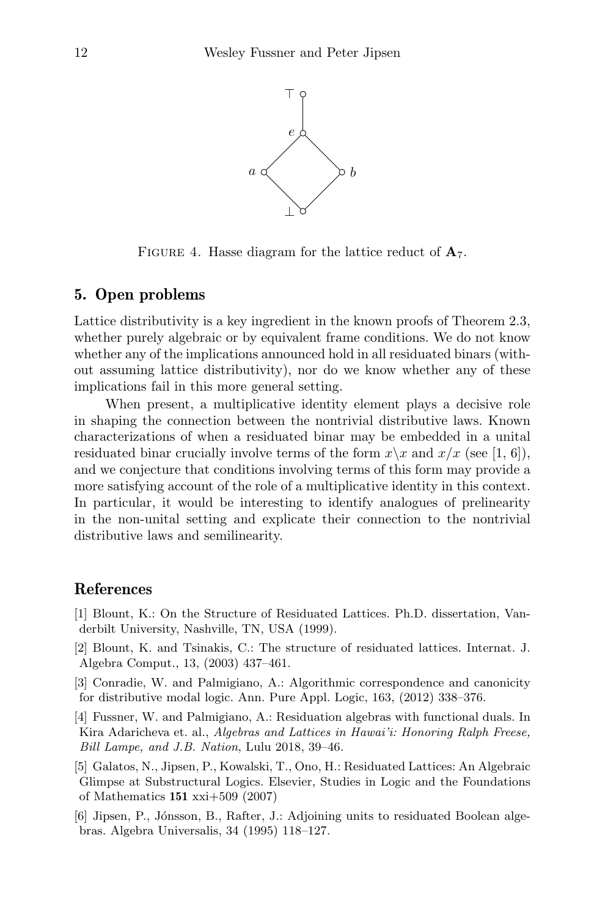Figure 4. Hasse diagram for the lattice reduct of $\mathbf{A}_7$.

## 5. Open problems

Lattice distributivity is a key ingredient in the known proofs of Theorem 2.3, whether purely algebraic or by equivalent frame conditions. We do not know whether any of the implications announced hold in all residuated binars (without assuming lattice distributivity), nor do we know whether any of these implications fail in this more general setting.

When present, a multiplicative identity element plays a decisive role in shaping the connection between the nontrivial distributive laws. Known characterizations of when a residuated binar may be embedded in a unital residuated binar crucially involve terms of the form $x\backslash x$ and $x/x$ (see [1, 6]), and we conjecture that conditions involving terms of this form may provide a more satisfying account of the role of a multiplicative identity in this context. In particular, it would be interesting to identify analogues of prelinearity in the non-unital setting and explicate their connection to the nontrivial distributive laws and semilinearity.

## References

[1] Blount, K.: On the Structure of Residuated Lattices. Ph.D. dissertation, Vanderbilt University, Nashville, TN, USA (1999).

[2] Blount, K. and Tsinakis, C.: The structure of residuated lattices. Internat. J. Algebra Comput., 13, (2003) 437–461.

[3] Conradie, W. and Palmigiano, A.: Algorithmic correspondence and canonicity for distributive modal logic. Ann. Pure Appl. Logic, 163, (2012) 338–376.

[4] Fussner, W. and Palmigiano, A.: Residuation algebras with functional duals. In Kira Adaricheva et. al., *Algebras and Lattices in Hawai'i: Honoring Ralph Freese, Bill Lampe, and J.B. Nation*, Lulu 2018, 39–46.

[5] Galatos, N., Jipsen, P., Kowalski, T., Ono, H.: Residuated Lattices: An Algebraic Glimpse at Substructural Logics. Elsevier, Studies in Logic and the Foundations of Mathematics **151** xxi+509 (2007)

[6] Jipsen, P., Jónsson, B., Rafter, J.: Adjoining units to residuated Boolean algebras. Algebra Universalis, 34 (1995) 118–127.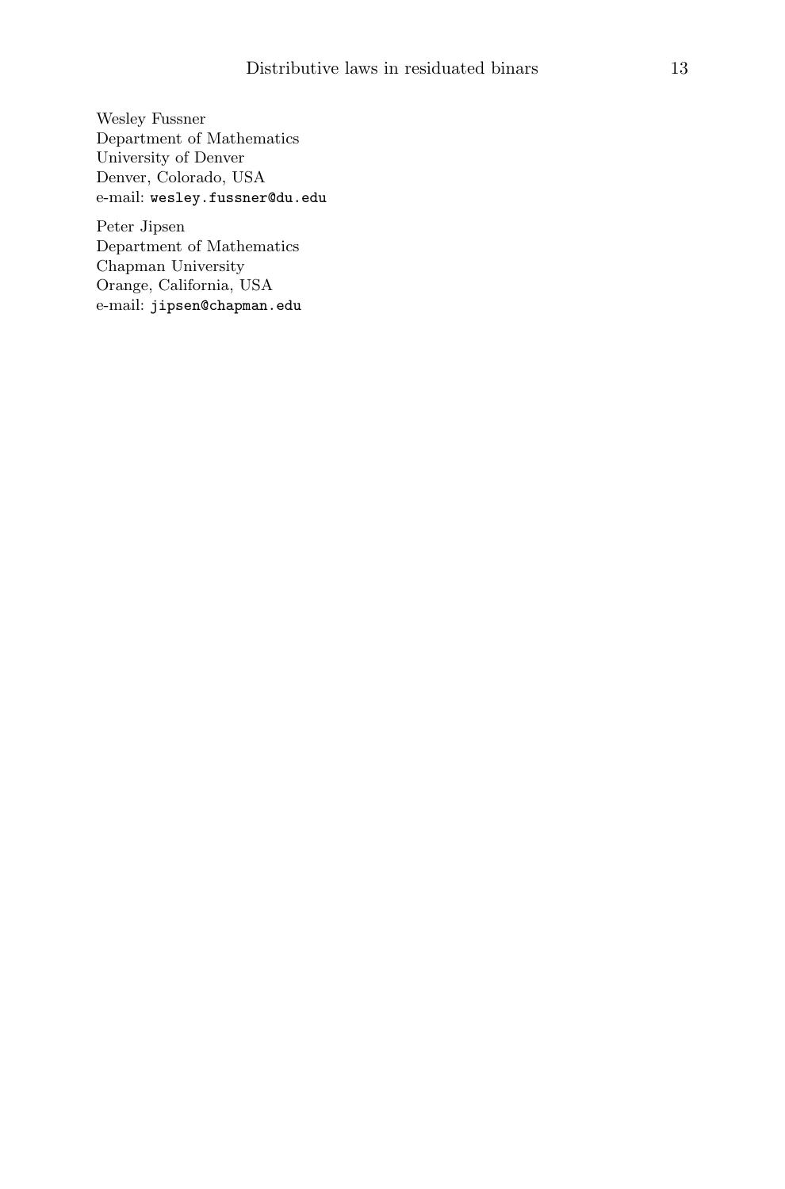Wesley Fussner
Department of Mathematics
University of Denver
Denver, Colorado, USA
e-mail: wesley.fussner@du.edu

Peter Jipsen
Department of Mathematics
Chapman University
Orange, California, USA
e-mail: jipsen@chapman.edu